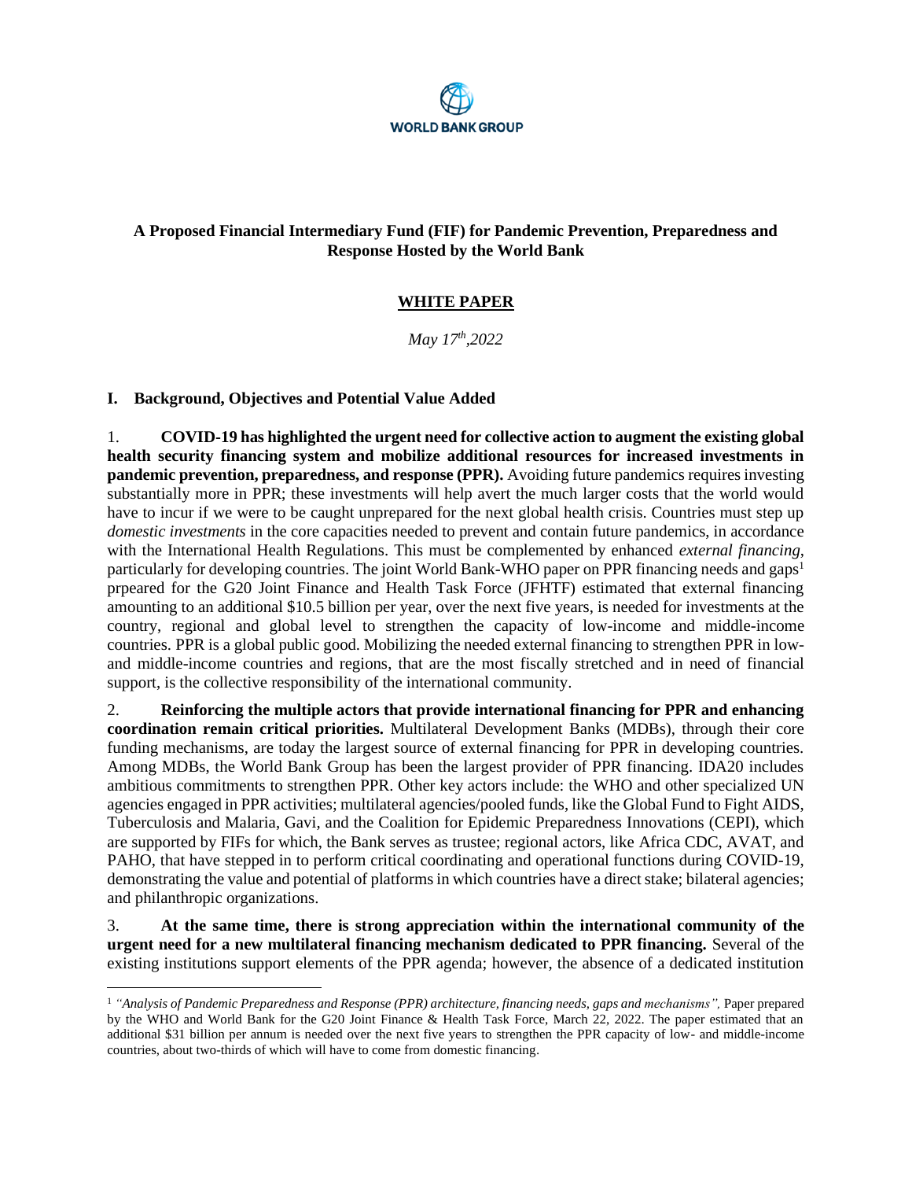WORLD BANK GROUP

**A Proposed Financial Intermediary Fund (FIF) for Pandemic Prevention, Preparedness and Response Hosted by the World Bank**

**WHITE PAPER**

*May 17th,2022*

## I. Background, Objectives and Potential Value Added

1. **COVID-19 has highlighted the urgent need for collective action to augment the existing global health security financing system and mobilize additional resources for increased investments in pandemic prevention, preparedness, and response (PPR).** Avoiding future pandemics requires investing substantially more in PPR; these investments will help avert the much larger costs that the world would have to incur if we were to be caught unprepared for the next global health crisis. Countries must step up *domestic investments* in the core capacities needed to prevent and contain future pandemics, in accordance with the International Health Regulations. This must be complemented by enhanced *external financing*, particularly for developing countries. The joint World Bank-WHO paper on PPR financing needs and gaps[1] prpeared for the G20 Joint Finance and Health Task Force (JFHTF) estimated that external financing amounting to an additional \$10.5 billion per year, over the next five years, is needed for investments at the country, regional and global level to strengthen the capacity of low-income and middle-income countries. PPR is a global public good. Mobilizing the needed external financing to strengthen PPR in low- and middle-income countries and regions, that are the most fiscally stretched and in need of financial support, is the collective responsibility of the international community.

2. **Reinforcing the multiple actors that provide international financing for PPR and enhancing coordination remain critical priorities.** Multilateral Development Banks (MDBs), through their core funding mechanisms, are today the largest source of external financing for PPR in developing countries. Among MDBs, the World Bank Group has been the largest provider of PPR financing. IDA20 includes ambitious commitments to strengthen PPR. Other key actors include: the WHO and other specialized UN agencies engaged in PPR activities; multilateral agencies/pooled funds, like the Global Fund to Fight AIDS, Tuberculosis and Malaria, Gavi, and the Coalition for Epidemic Preparedness Innovations (CEPI), which are supported by FIFs for which, the Bank serves as trustee; regional actors, like Africa CDC, AVAT, and PAHO, that have stepped in to perform critical coordinating and operational functions during COVID-19, demonstrating the value and potential of platforms in which countries have a direct stake; bilateral agencies; and philanthropic organizations.

3. **At the same time, there is strong appreciation within the international community of the urgent need for a new multilateral financing mechanism dedicated to PPR financing.** Several of the existing institutions support elements of the PPR agenda; however, the absence of a dedicated institution

---

[1] *"Analysis of Pandemic Preparedness and Response (PPR) architecture, financing needs, gaps and mechanisms",* Paper prepared by the WHO and World Bank for the G20 Joint Finance & Health Task Force, March 22, 2022. The paper estimated that an additional \$31 billion per annum is needed over the next five years to strengthen the PPR capacity of low- and middle-income countries, about two-thirds of which will have to come from domestic financing.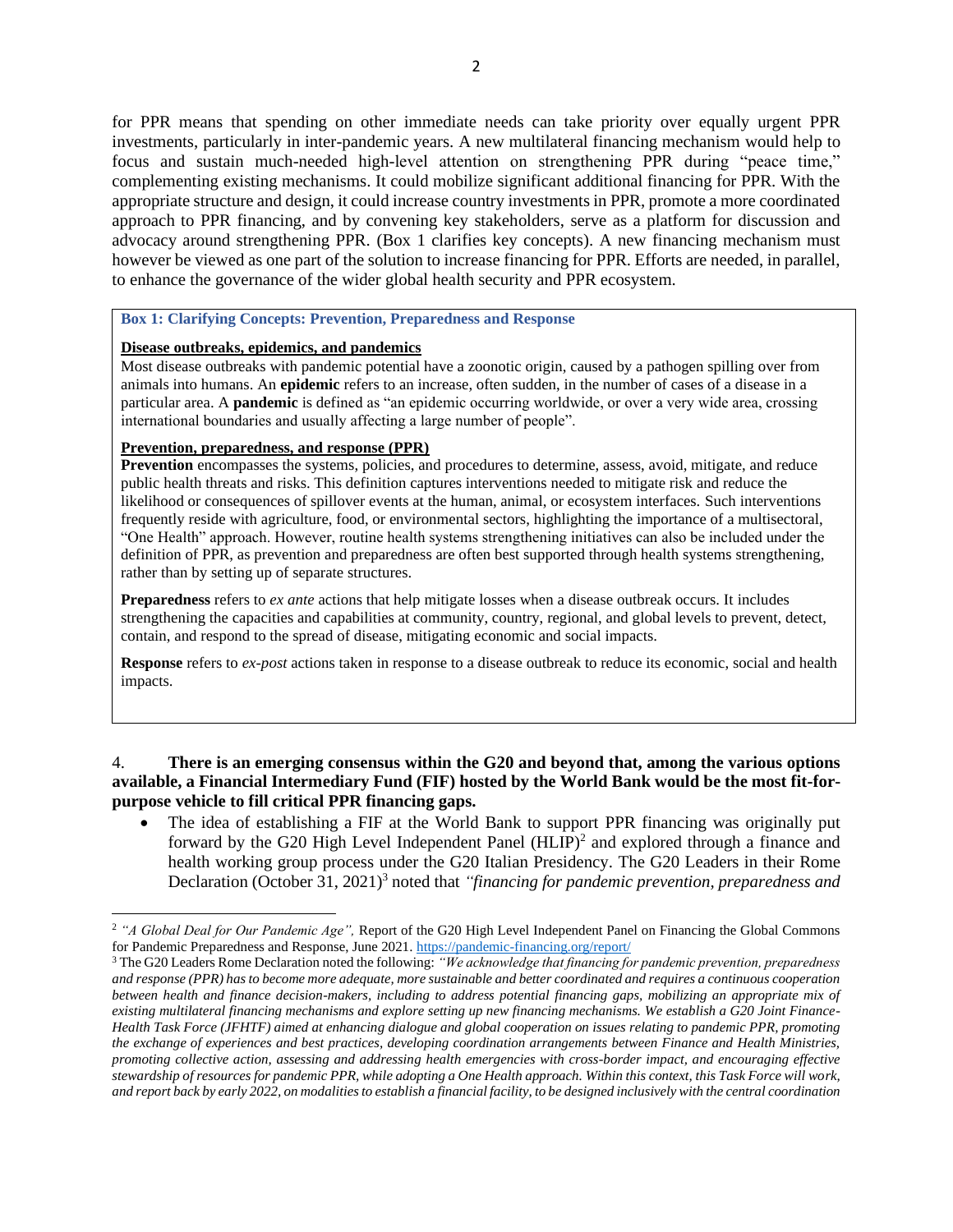for PPR means that spending on other immediate needs can take priority over equally urgent PPR investments, particularly in inter-pandemic years. A new multilateral financing mechanism would help to focus and sustain much-needed high-level attention on strengthening PPR during "peace time," complementing existing mechanisms. It could mobilize significant additional financing for PPR. With the appropriate structure and design, it could increase country investments in PPR, promote a more coordinated approach to PPR financing, and by convening key stakeholders, serve as a platform for discussion and advocacy around strengthening PPR. (Box 1 clarifies key concepts). A new financing mechanism must however be viewed as one part of the solution to increase financing for PPR. Efforts are needed, in parallel, to enhance the governance of the wider global health security and PPR ecosystem.

> **Box 1: Clarifying Concepts: Prevention, Preparedness and Response**
>
> **Disease outbreaks, epidemics, and pandemics**
>
> Most disease outbreaks with pandemic potential have a zoonotic origin, caused by a pathogen spilling over from animals into humans. An **epidemic** refers to an increase, often sudden, in the number of cases of a disease in a particular area. A **pandemic** is defined as "an epidemic occurring worldwide, or over a very wide area, crossing international boundaries and usually affecting a large number of people".
>
> **Prevention, preparedness, and response (PPR)**
>
> **Prevention** encompasses the systems, policies, and procedures to determine, assess, avoid, mitigate, and reduce public health threats and risks. This definition captures interventions needed to mitigate risk and reduce the likelihood or consequences of spillover events at the human, animal, or ecosystem interfaces. Such interventions frequently reside with agriculture, food, or environmental sectors, highlighting the importance of a multisectoral, "One Health" approach. However, routine health systems strengthening initiatives can also be included under the definition of PPR, as prevention and preparedness are often best supported through health systems strengthening, rather than by setting up of separate structures.
>
> **Preparedness** refers to *ex ante* actions that help mitigate losses when a disease outbreak occurs. It includes strengthening the capacities and capabilities at community, country, regional, and global levels to prevent, detect, contain, and respond to the spread of disease, mitigating economic and social impacts.
>
> **Response** refers to *ex-post* actions taken in response to a disease outbreak to reduce its economic, social and health impacts.

4. **There is an emerging consensus within the G20 and beyond that, among the various options available, a Financial Intermediary Fund (FIF) hosted by the World Bank would be the most fit-for-purpose vehicle to fill critical PPR financing gaps.**

- The idea of establishing a FIF at the World Bank to support PPR financing was originally put forward by the G20 High Level Independent Panel (HLIP)[2] and explored through a finance and health working group process under the G20 Italian Presidency. The G20 Leaders in their Rome Declaration (October 31, 2021)[3] noted that *"financing for pandemic prevention, preparedness and*

---

[2] *"A Global Deal for Our Pandemic Age",* Report of the G20 High Level Independent Panel on Financing the Global Commons for Pandemic Preparedness and Response, June 2021. https://pandemic-financing.org/report/

[3] The G20 Leaders Rome Declaration noted the following: *"We acknowledge that financing for pandemic prevention, preparedness and response (PPR) has to become more adequate, more sustainable and better coordinated and requires a continuous cooperation between health and finance decision-makers, including to address potential financing gaps, mobilizing an appropriate mix of existing multilateral financing mechanisms and explore setting up new financing mechanisms. We establish a G20 Joint Finance-Health Task Force (JFHTF) aimed at enhancing dialogue and global cooperation on issues relating to pandemic PPR, promoting the exchange of experiences and best practices, developing coordination arrangements between Finance and Health Ministries, promoting collective action, assessing and addressing health emergencies with cross-border impact, and encouraging effective stewardship of resources for pandemic PPR, while adopting a One Health approach. Within this context, this Task Force will work, and report back by early 2022, on modalities to establish a financial facility, to be designed inclusively with the central coordination*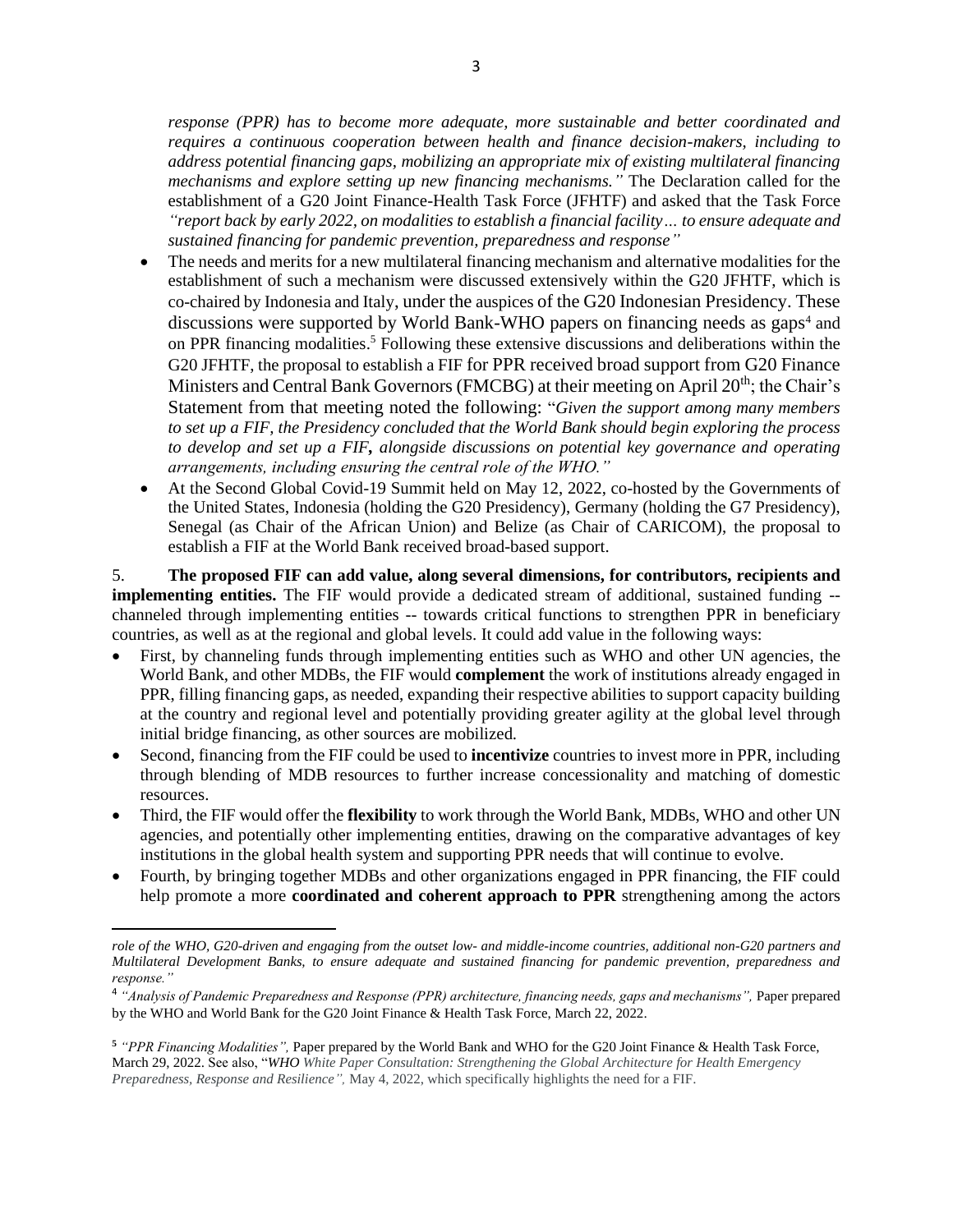*response (PPR) has to become more adequate, more sustainable and better coordinated and requires a continuous cooperation between health and finance decision-makers, including to address potential financing gaps, mobilizing an appropriate mix of existing multilateral financing mechanisms and explore setting up new financing mechanisms."* The Declaration called for the establishment of a G20 Joint Finance-Health Task Force (JFHTF) and asked that the Task Force *"report back by early 2022, on modalities to establish a financial facility… to ensure adequate and sustained financing for pandemic prevention, preparedness and response"*

- The needs and merits for a new multilateral financing mechanism and alternative modalities for the establishment of such a mechanism were discussed extensively within the G20 JFHTF, which is co-chaired by Indonesia and Italy, under the auspices of the G20 Indonesian Presidency. These discussions were supported by World Bank-WHO papers on financing needs as gaps[4] and on PPR financing modalities.[5] Following these extensive discussions and deliberations within the G20 JFHTF, the proposal to establish a FIF for PPR received broad support from G20 Finance Ministers and Central Bank Governors (FMCBG) at their meeting on April 20th; the Chair's Statement from that meeting noted the following: "*Given the support among many members to set up a FIF, the Presidency concluded that the World Bank should begin exploring the process to develop and set up a FIF, alongside discussions on potential key governance and operating arrangements, including ensuring the central role of the WHO."*
- At the Second Global Covid-19 Summit held on May 12, 2022, co-hosted by the Governments of the United States, Indonesia (holding the G20 Presidency), Germany (holding the G7 Presidency), Senegal (as Chair of the African Union) and Belize (as Chair of CARICOM), the proposal to establish a FIF at the World Bank received broad-based support.

5. **The proposed FIF can add value, along several dimensions, for contributors, recipients and implementing entities.** The FIF would provide a dedicated stream of additional, sustained funding -- channeled through implementing entities -- towards critical functions to strengthen PPR in beneficiary countries, as well as at the regional and global levels. It could add value in the following ways:

- First, by channeling funds through implementing entities such as WHO and other UN agencies, the World Bank, and other MDBs, the FIF would **complement** the work of institutions already engaged in PPR, filling financing gaps, as needed, expanding their respective abilities to support capacity building at the country and regional level and potentially providing greater agility at the global level through initial bridge financing, as other sources are mobilized.
- Second, financing from the FIF could be used to **incentivize** countries to invest more in PPR, including through blending of MDB resources to further increase concessionality and matching of domestic resources.
- Third, the FIF would offer the **flexibility** to work through the World Bank, MDBs, WHO and other UN agencies, and potentially other implementing entities, drawing on the comparative advantages of key institutions in the global health system and supporting PPR needs that will continue to evolve.
- Fourth, by bringing together MDBs and other organizations engaged in PPR financing, the FIF could help promote a more **coordinated and coherent approach to PPR** strengthening among the actors

---

*role of the WHO, G20-driven and engaging from the outset low- and middle-income countries, additional non-G20 partners and Multilateral Development Banks, to ensure adequate and sustained financing for pandemic prevention, preparedness and response."*

[4] *"Analysis of Pandemic Preparedness and Response (PPR) architecture, financing needs, gaps and mechanisms",* Paper prepared by the WHO and World Bank for the G20 Joint Finance & Health Task Force, March 22, 2022.

[5] *"PPR Financing Modalities",* Paper prepared by the World Bank and WHO for the G20 Joint Finance & Health Task Force, March 29, 2022. See also, "*WHO White Paper Consultation: Strengthening the Global Architecture for Health Emergency Preparedness, Response and Resilience",* May 4, 2022, which specifically highlights the need for a FIF.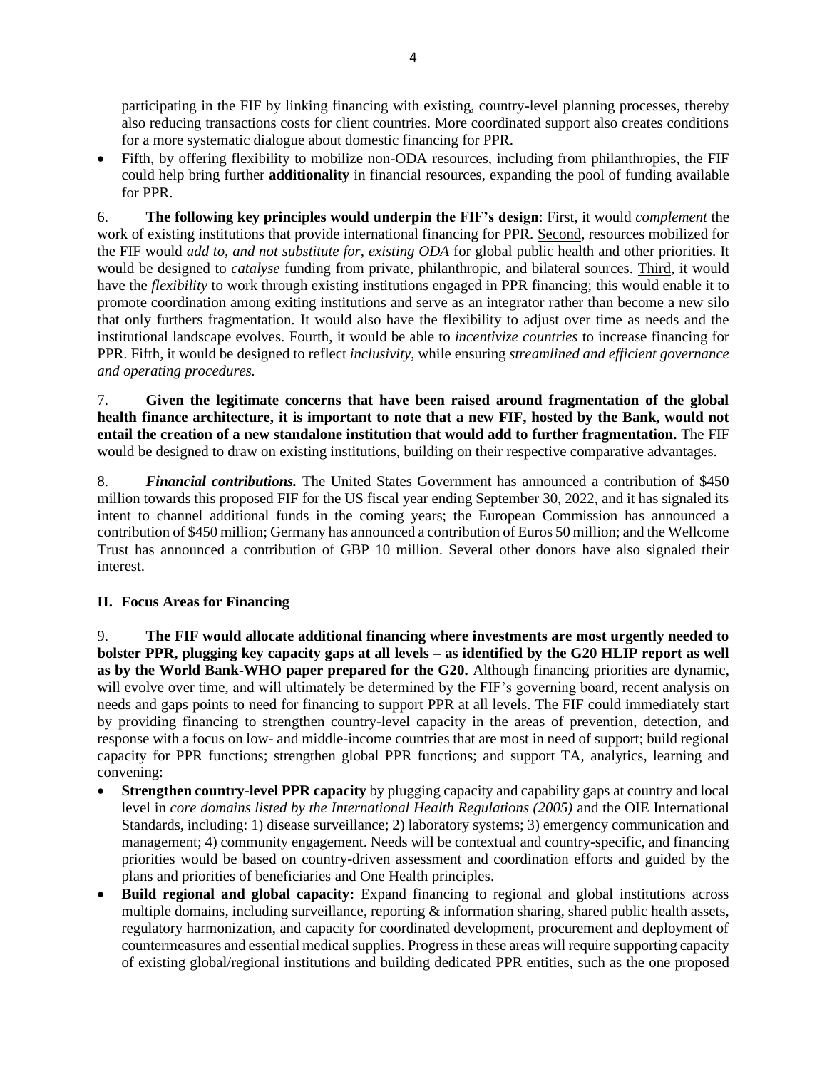participating in the FIF by linking financing with existing, country-level planning processes, thereby also reducing transactions costs for client countries. More coordinated support also creates conditions for a more systematic dialogue about domestic financing for PPR.

- Fifth, by offering flexibility to mobilize non-ODA resources, including from philanthropies, the FIF could help bring further **additionality** in financial resources, expanding the pool of funding available for PPR.

6. **The following key principles would underpin the FIF's design**: First, it would *complement* the work of existing institutions that provide international financing for PPR. Second, resources mobilized for the FIF would *add to, and not substitute for, existing ODA* for global public health and other priorities. It would be designed to *catalyse* funding from private, philanthropic, and bilateral sources. Third, it would have the *flexibility* to work through existing institutions engaged in PPR financing; this would enable it to promote coordination among exiting institutions and serve as an integrator rather than become a new silo that only furthers fragmentation. It would also have the flexibility to adjust over time as needs and the institutional landscape evolves. Fourth, it would be able to *incentivize countries* to increase financing for PPR. Fifth, it would be designed to reflect *inclusivity*, while ensuring *streamlined and efficient governance and operating procedures.*

7. **Given the legitimate concerns that have been raised around fragmentation of the global health finance architecture, it is important to note that a new FIF, hosted by the Bank, would not entail the creation of a new standalone institution that would add to further fragmentation.** The FIF would be designed to draw on existing institutions, building on their respective comparative advantages.

8. ***Financial contributions.*** The United States Government has announced a contribution of $450 million towards this proposed FIF for the US fiscal year ending September 30, 2022, and it has signaled its intent to channel additional funds in the coming years; the European Commission has announced a contribution of $450 million; Germany has announced a contribution of Euros 50 million; and the Wellcome Trust has announced a contribution of GBP 10 million. Several other donors have also signaled their interest.

## II. Focus Areas for Financing

9. **The FIF would allocate additional financing where investments are most urgently needed to bolster PPR, plugging key capacity gaps at all levels – as identified by the G20 HLIP report as well as by the World Bank-WHO paper prepared for the G20.** Although financing priorities are dynamic, will evolve over time, and will ultimately be determined by the FIF's governing board, recent analysis on needs and gaps points to need for financing to support PPR at all levels. The FIF could immediately start by providing financing to strengthen country-level capacity in the areas of prevention, detection, and response with a focus on low- and middle-income countries that are most in need of support; build regional capacity for PPR functions; strengthen global PPR functions; and support TA, analytics, learning and convening:

- **Strengthen country-level PPR capacity** by plugging capacity and capability gaps at country and local level in *core domains listed by the International Health Regulations (2005)* and the OIE International Standards, including: 1) disease surveillance; 2) laboratory systems; 3) emergency communication and management; 4) community engagement. Needs will be contextual and country-specific, and financing priorities would be based on country-driven assessment and coordination efforts and guided by the plans and priorities of beneficiaries and One Health principles.
- **Build regional and global capacity:** Expand financing to regional and global institutions across multiple domains, including surveillance, reporting & information sharing, shared public health assets, regulatory harmonization, and capacity for coordinated development, procurement and deployment of countermeasures and essential medical supplies. Progress in these areas will require supporting capacity of existing global/regional institutions and building dedicated PPR entities, such as the one proposed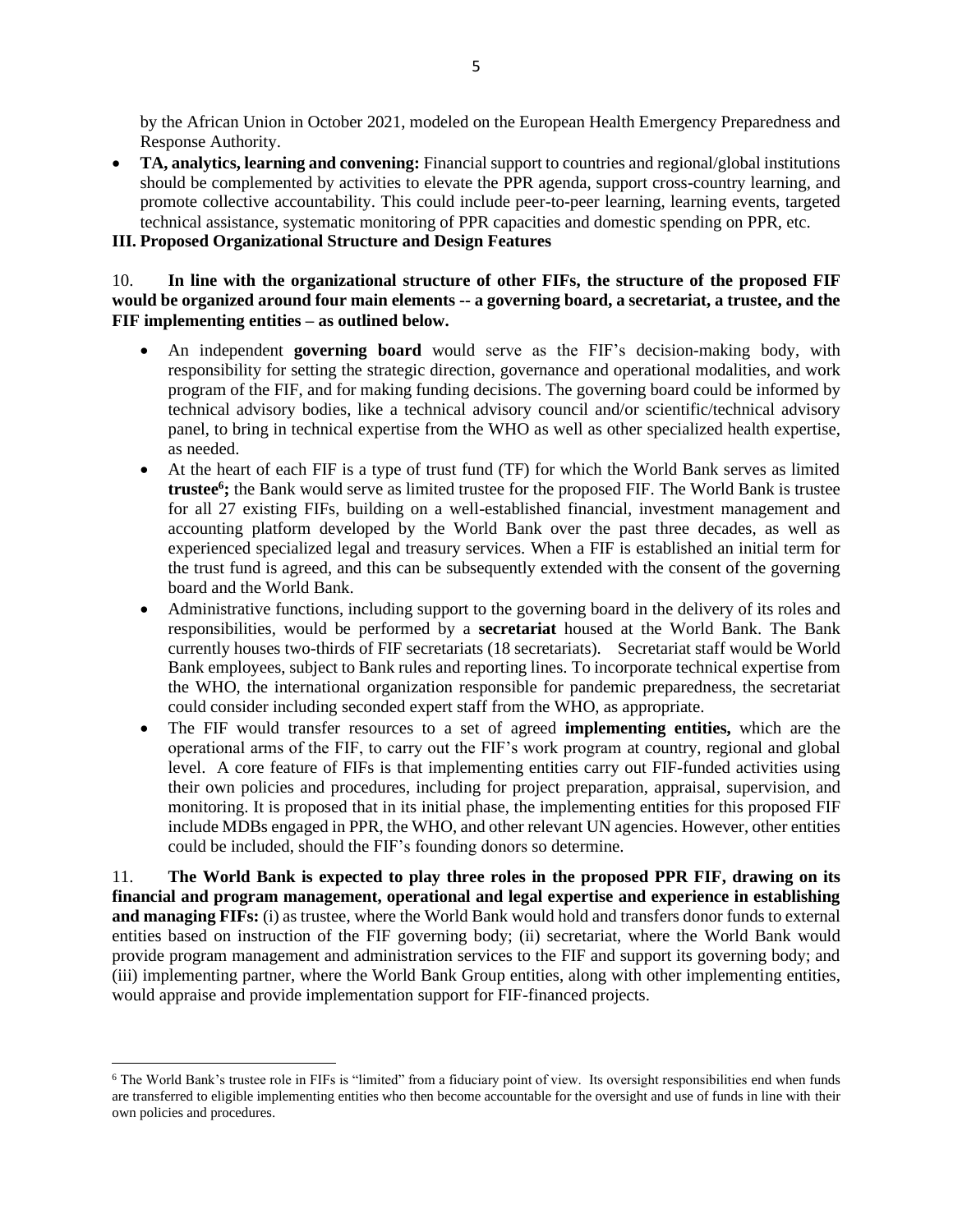by the African Union in October 2021, modeled on the European Health Emergency Preparedness and Response Authority.

- **TA, analytics, learning and convening:** Financial support to countries and regional/global institutions should be complemented by activities to elevate the PPR agenda, support cross-country learning, and promote collective accountability. This could include peer-to-peer learning, learning events, targeted technical assistance, systematic monitoring of PPR capacities and domestic spending on PPR, etc.

## III. Proposed Organizational Structure and Design Features

10. **In line with the organizational structure of other FIFs, the structure of the proposed FIF would be organized around four main elements -- a governing board, a secretariat, a trustee, and the FIF implementing entities – as outlined below.**

- An independent **governing board** would serve as the FIF's decision-making body, with responsibility for setting the strategic direction, governance and operational modalities, and work program of the FIF, and for making funding decisions. The governing board could be informed by technical advisory bodies, like a technical advisory council and/or scientific/technical advisory panel, to bring in technical expertise from the WHO as well as other specialized health expertise, as needed.
- At the heart of each FIF is a type of trust fund (TF) for which the World Bank serves as limited **trustee**[6]**;** the Bank would serve as limited trustee for the proposed FIF. The World Bank is trustee for all 27 existing FIFs, building on a well-established financial, investment management and accounting platform developed by the World Bank over the past three decades, as well as experienced specialized legal and treasury services. When a FIF is established an initial term for the trust fund is agreed, and this can be subsequently extended with the consent of the governing board and the World Bank.
- Administrative functions, including support to the governing board in the delivery of its roles and responsibilities, would be performed by a **secretariat** housed at the World Bank. The Bank currently houses two-thirds of FIF secretariats (18 secretariats). Secretariat staff would be World Bank employees, subject to Bank rules and reporting lines. To incorporate technical expertise from the WHO, the international organization responsible for pandemic preparedness, the secretariat could consider including seconded expert staff from the WHO, as appropriate.
- The FIF would transfer resources to a set of agreed **implementing entities,** which are the operational arms of the FIF, to carry out the FIF's work program at country, regional and global level. A core feature of FIFs is that implementing entities carry out FIF-funded activities using their own policies and procedures, including for project preparation, appraisal, supervision, and monitoring. It is proposed that in its initial phase, the implementing entities for this proposed FIF include MDBs engaged in PPR, the WHO, and other relevant UN agencies. However, other entities could be included, should the FIF's founding donors so determine.

11. **The World Bank is expected to play three roles in the proposed PPR FIF, drawing on its financial and program management, operational and legal expertise and experience in establishing and managing FIFs:** (i) as trustee, where the World Bank would hold and transfers donor funds to external entities based on instruction of the FIF governing body; (ii) secretariat, where the World Bank would provide program management and administration services to the FIF and support its governing body; and (iii) implementing partner, where the World Bank Group entities, along with other implementing entities, would appraise and provide implementation support for FIF-financed projects.

[6] The World Bank's trustee role in FIFs is "limited" from a fiduciary point of view. Its oversight responsibilities end when funds are transferred to eligible implementing entities who then become accountable for the oversight and use of funds in line with their own policies and procedures.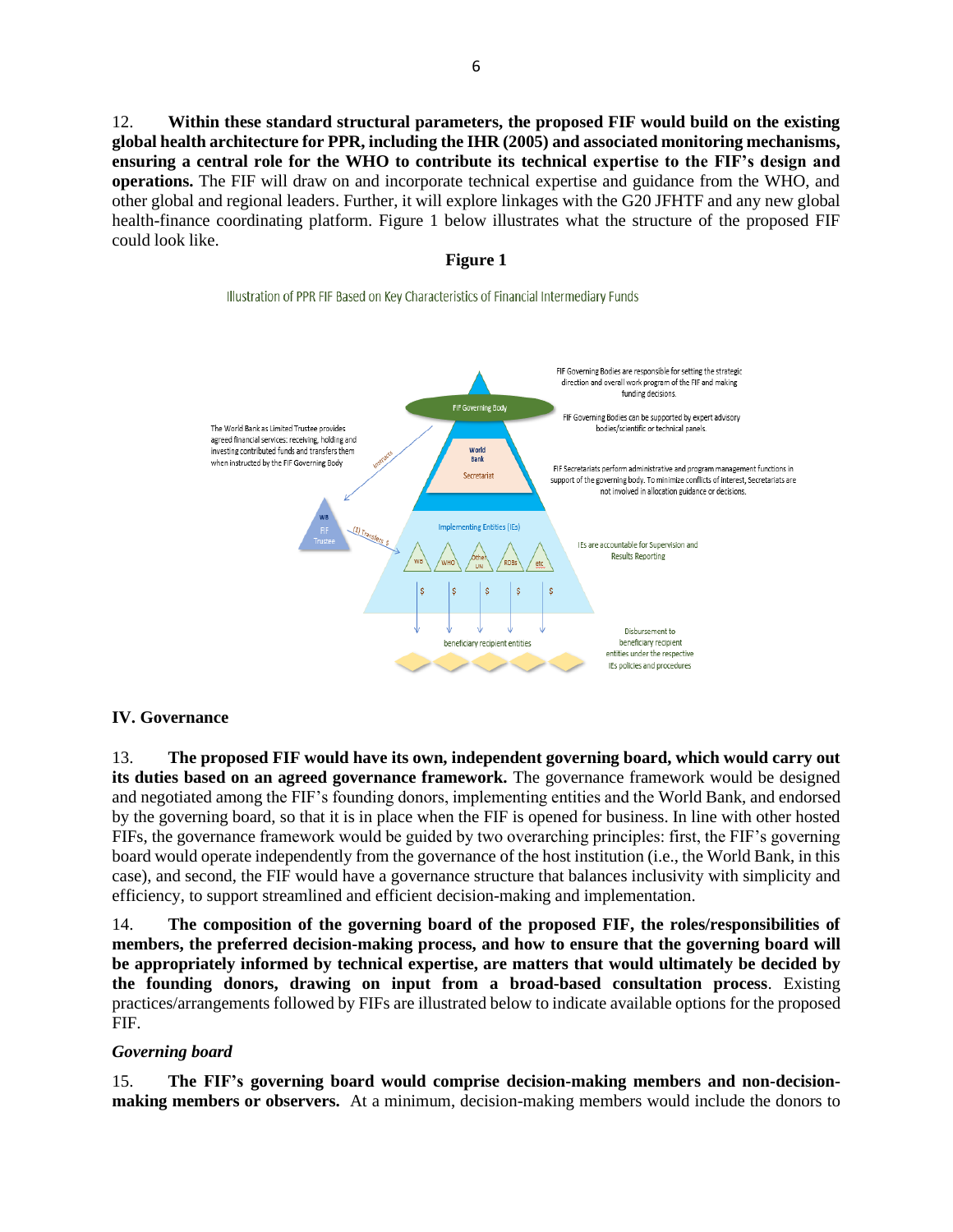12. **Within these standard structural parameters, the proposed FIF would build on the existing global health architecture for PPR, including the IHR (2005) and associated monitoring mechanisms, ensuring a central role for the WHO to contribute its technical expertise to the FIF's design and operations.** The FIF will draw on and incorporate technical expertise and guidance from the WHO, and other global and regional leaders. Further, it will explore linkages with the G20 JFHTF and any new global health-finance coordinating platform. Figure 1 below illustrates what the structure of the proposed FIF could look like.

**Figure 1**

Illustration of PPR FIF Based on Key Characteristics of Financial Intermediary Funds

FIF Governing Body

World Bank

Secretariat

Implementing Entities (IEs)

WB WHO Other UN RDBs etc.

beneficiary recipient entities

WB FIF Trustee

Instructs

(1) Transfers $

The World Bank as Limited Trustee provides agreed financial services: receiving, holding and investing contributed funds and transfers them when instructed by the FIF Governing Body

FIF Governing Bodies are responsible for setting the strategic direction and overall work program of the FIF and making funding decisions.

FIF Governing Bodies can be supported by expert advisory bodies/scientific or technical panels.

FIF Secretariats perform administrative and program management functions in support of the governing body. To minimize conflicts of interest, Secretariats are not involved in allocation guidance or decisions.

IEs are accountable for Supervision and Results Reporting

Disbursement to beneficiary recipient entities under the respective IEs policies and procedures

## IV. Governance

13. **The proposed FIF would have its own, independent governing board, which would carry out its duties based on an agreed governance framework.** The governance framework would be designed and negotiated among the FIF's founding donors, implementing entities and the World Bank, and endorsed by the governing board, so that it is in place when the FIF is opened for business. In line with other hosted FIFs, the governance framework would be guided by two overarching principles: first, the FIF's governing board would operate independently from the governance of the host institution (i.e., the World Bank, in this case), and second, the FIF would have a governance structure that balances inclusivity with simplicity and efficiency, to support streamlined and efficient decision-making and implementation.

14. **The composition of the governing board of the proposed FIF, the roles/responsibilities of members, the preferred decision-making process, and how to ensure that the governing board will be appropriately informed by technical expertise, are matters that would ultimately be decided by the founding donors, drawing on input from a broad-based consultation process**. Existing practices/arrangements followed by FIFs are illustrated below to indicate available options for the proposed FIF.

### *Governing board*

15. **The FIF's governing board would comprise decision-making members and non-decision-making members or observers.** At a minimum, decision-making members would include the donors to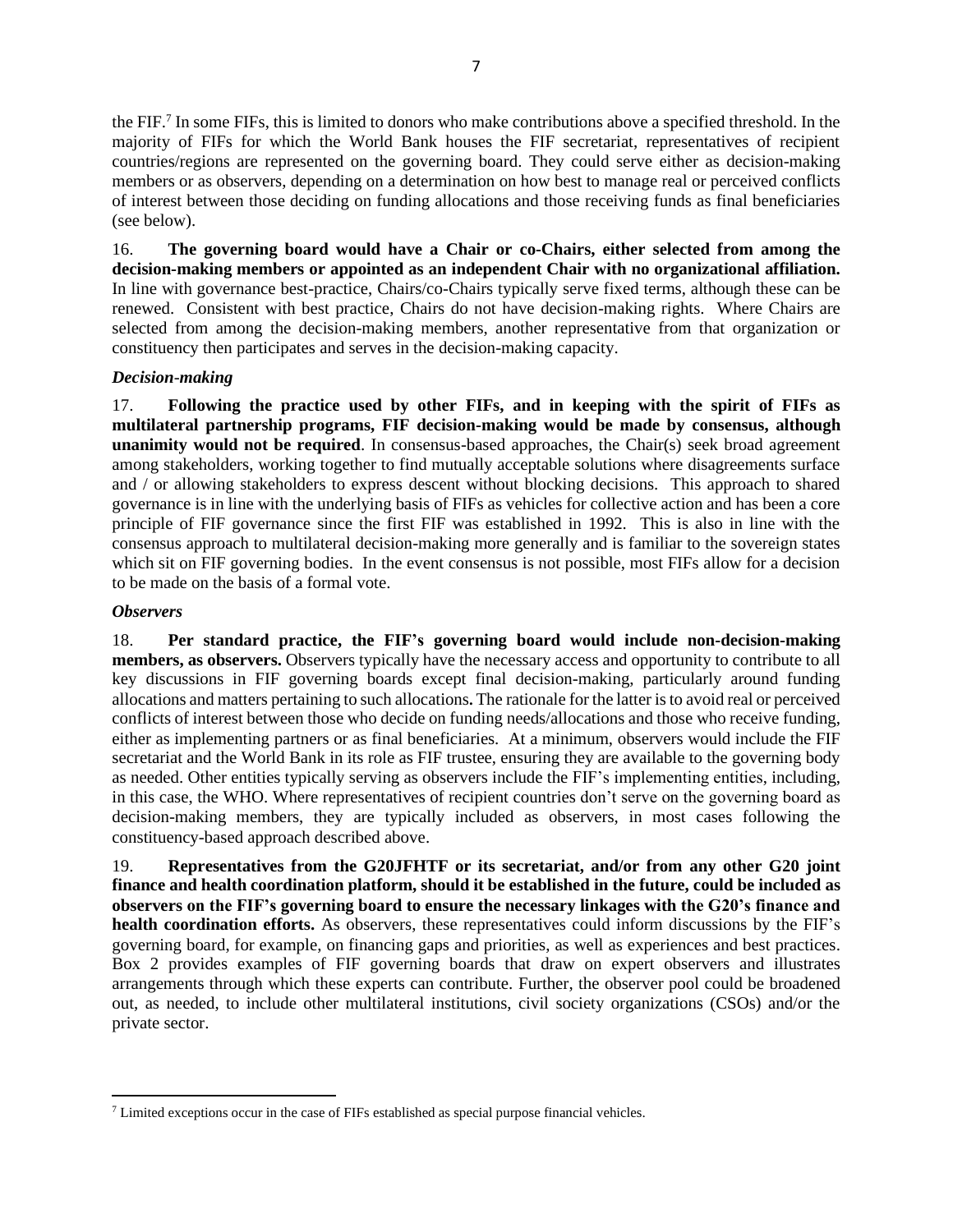the FIF.[7] In some FIFs, this is limited to donors who make contributions above a specified threshold. In the majority of FIFs for which the World Bank houses the FIF secretariat, representatives of recipient countries/regions are represented on the governing board. They could serve either as decision-making members or as observers, depending on a determination on how best to manage real or perceived conflicts of interest between those deciding on funding allocations and those receiving funds as final beneficiaries (see below).

16. **The governing board would have a Chair or co-Chairs, either selected from among the decision-making members or appointed as an independent Chair with no organizational affiliation.** In line with governance best-practice, Chairs/co-Chairs typically serve fixed terms, although these can be renewed. Consistent with best practice, Chairs do not have decision-making rights. Where Chairs are selected from among the decision-making members, another representative from that organization or constituency then participates and serves in the decision-making capacity.

***Decision-making***

17. **Following the practice used by other FIFs, and in keeping with the spirit of FIFs as multilateral partnership programs, FIF decision-making would be made by consensus, although unanimity would not be required**. In consensus-based approaches, the Chair(s) seek broad agreement among stakeholders, working together to find mutually acceptable solutions where disagreements surface and / or allowing stakeholders to express descent without blocking decisions. This approach to shared governance is in line with the underlying basis of FIFs as vehicles for collective action and has been a core principle of FIF governance since the first FIF was established in 1992. This is also in line with the consensus approach to multilateral decision-making more generally and is familiar to the sovereign states which sit on FIF governing bodies. In the event consensus is not possible, most FIFs allow for a decision to be made on the basis of a formal vote.

***Observers***

18. **Per standard practice, the FIF's governing board would include non-decision-making members, as observers.** Observers typically have the necessary access and opportunity to contribute to all key discussions in FIF governing boards except final decision-making, particularly around funding allocations and matters pertaining to such allocations**.** The rationale for the latter is to avoid real or perceived conflicts of interest between those who decide on funding needs/allocations and those who receive funding, either as implementing partners or as final beneficiaries. At a minimum, observers would include the FIF secretariat and the World Bank in its role as FIF trustee, ensuring they are available to the governing body as needed. Other entities typically serving as observers include the FIF's implementing entities, including, in this case, the WHO. Where representatives of recipient countries don't serve on the governing board as decision-making members, they are typically included as observers, in most cases following the constituency-based approach described above.

19. **Representatives from the G20JFHTF or its secretariat, and/or from any other G20 joint finance and health coordination platform, should it be established in the future, could be included as observers on the FIF's governing board to ensure the necessary linkages with the G20's finance and health coordination efforts.** As observers, these representatives could inform discussions by the FIF's governing board, for example, on financing gaps and priorities, as well as experiences and best practices. Box 2 provides examples of FIF governing boards that draw on expert observers and illustrates arrangements through which these experts can contribute. Further, the observer pool could be broadened out, as needed, to include other multilateral institutions, civil society organizations (CSOs) and/or the private sector.

---

[7] Limited exceptions occur in the case of FIFs established as special purpose financial vehicles.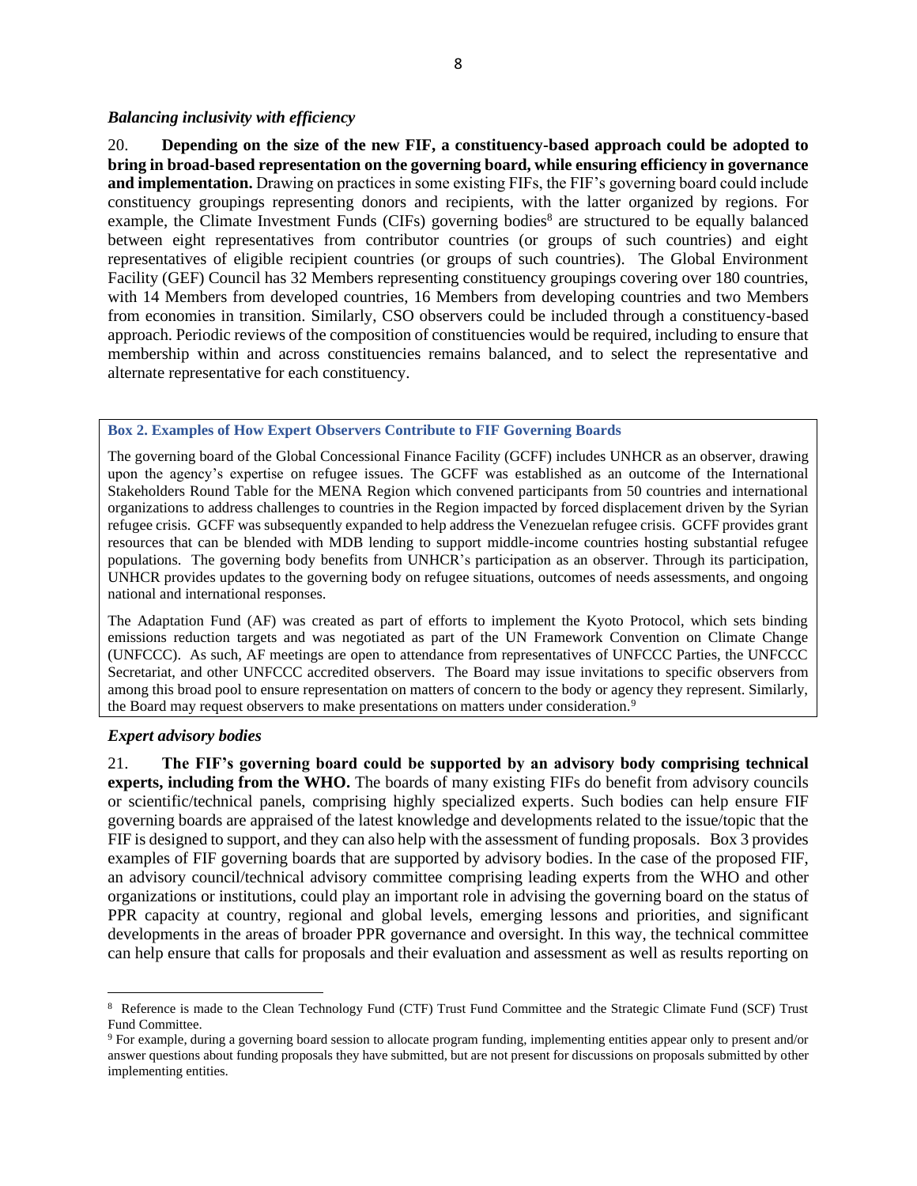### *Balancing inclusivity with efficiency*

20. **Depending on the size of the new FIF, a constituency-based approach could be adopted to bring in broad-based representation on the governing board, while ensuring efficiency in governance and implementation.** Drawing on practices in some existing FIFs, the FIF's governing board could include constituency groupings representing donors and recipients, with the latter organized by regions. For example, the Climate Investment Funds (CIFs) governing bodies[8] are structured to be equally balanced between eight representatives from contributor countries (or groups of such countries) and eight representatives of eligible recipient countries (or groups of such countries). The Global Environment Facility (GEF) Council has 32 Members representing constituency groupings covering over 180 countries, with 14 Members from developed countries, 16 Members from developing countries and two Members from economies in transition. Similarly, CSO observers could be included through a constituency-based approach. Periodic reviews of the composition of constituencies would be required, including to ensure that membership within and across constituencies remains balanced, and to select the representative and alternate representative for each constituency.

> **Box 2. Examples of How Expert Observers Contribute to FIF Governing Boards**
>
> The governing board of the Global Concessional Finance Facility (GCFF) includes UNHCR as an observer, drawing upon the agency's expertise on refugee issues. The GCFF was established as an outcome of the International Stakeholders Round Table for the MENA Region which convened participants from 50 countries and international organizations to address challenges to countries in the Region impacted by forced displacement driven by the Syrian refugee crisis. GCFF was subsequently expanded to help address the Venezuelan refugee crisis. GCFF provides grant resources that can be blended with MDB lending to support middle-income countries hosting substantial refugee populations. The governing body benefits from UNHCR's participation as an observer. Through its participation, UNHCR provides updates to the governing body on refugee situations, outcomes of needs assessments, and ongoing national and international responses.
>
> The Adaptation Fund (AF) was created as part of efforts to implement the Kyoto Protocol, which sets binding emissions reduction targets and was negotiated as part of the UN Framework Convention on Climate Change (UNFCCC). As such, AF meetings are open to attendance from representatives of UNFCCC Parties, the UNFCCC Secretariat, and other UNFCCC accredited observers. The Board may issue invitations to specific observers from among this broad pool to ensure representation on matters of concern to the body or agency they represent. Similarly, the Board may request observers to make presentations on matters under consideration.[9]

### *Expert advisory bodies*

21. **The FIF's governing board could be supported by an advisory body comprising technical experts, including from the WHO.** The boards of many existing FIFs do benefit from advisory councils or scientific/technical panels, comprising highly specialized experts. Such bodies can help ensure FIF governing boards are appraised of the latest knowledge and developments related to the issue/topic that the FIF is designed to support, and they can also help with the assessment of funding proposals. Box 3 provides examples of FIF governing boards that are supported by advisory bodies. In the case of the proposed FIF, an advisory council/technical advisory committee comprising leading experts from the WHO and other organizations or institutions, could play an important role in advising the governing board on the status of PPR capacity at country, regional and global levels, emerging lessons and priorities, and significant developments in the areas of broader PPR governance and oversight. In this way, the technical committee can help ensure that calls for proposals and their evaluation and assessment as well as results reporting on

---

[8] Reference is made to the Clean Technology Fund (CTF) Trust Fund Committee and the Strategic Climate Fund (SCF) Trust Fund Committee.

[9] For example, during a governing board session to allocate program funding, implementing entities appear only to present and/or answer questions about funding proposals they have submitted, but are not present for discussions on proposals submitted by other implementing entities.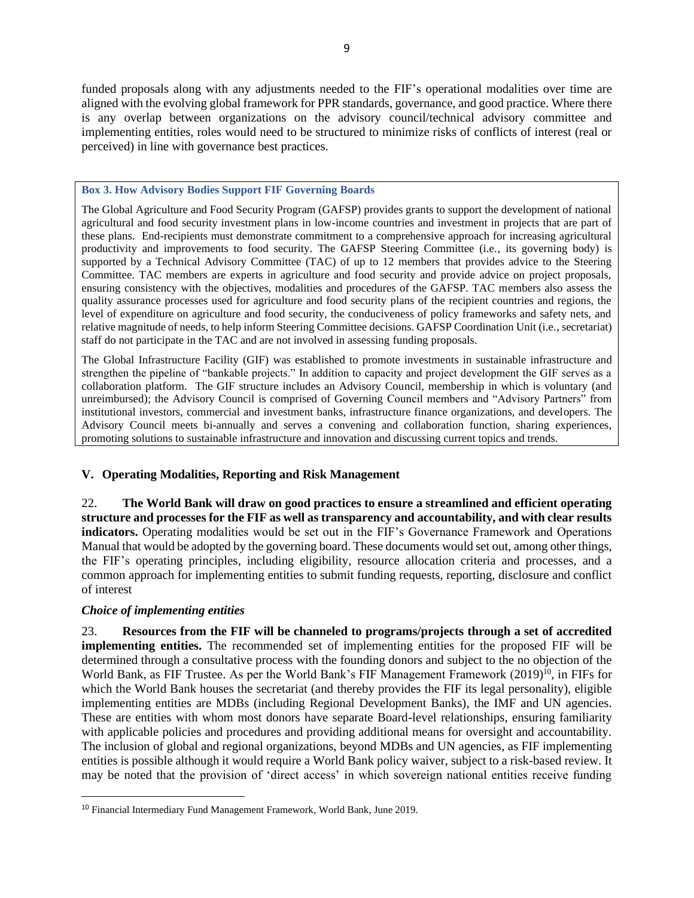funded proposals along with any adjustments needed to the FIF's operational modalities over time are aligned with the evolving global framework for PPR standards, governance, and good practice. Where there is any overlap between organizations on the advisory council/technical advisory committee and implementing entities, roles would need to be structured to minimize risks of conflicts of interest (real or perceived) in line with governance best practices.

**Box 3. How Advisory Bodies Support FIF Governing Boards**

The Global Agriculture and Food Security Program (GAFSP) provides grants to support the development of national agricultural and food security investment plans in low-income countries and investment in projects that are part of these plans. End-recipients must demonstrate commitment to a comprehensive approach for increasing agricultural productivity and improvements to food security. The GAFSP Steering Committee (i.e., its governing body) is supported by a Technical Advisory Committee (TAC) of up to 12 members that provides advice to the Steering Committee. TAC members are experts in agriculture and food security and provide advice on project proposals, ensuring consistency with the objectives, modalities and procedures of the GAFSP. TAC members also assess the quality assurance processes used for agriculture and food security plans of the recipient countries and regions, the level of expenditure on agriculture and food security, the conduciveness of policy frameworks and safety nets, and relative magnitude of needs, to help inform Steering Committee decisions. GAFSP Coordination Unit (i.e., secretariat) staff do not participate in the TAC and are not involved in assessing funding proposals.

The Global Infrastructure Facility (GIF) was established to promote investments in sustainable infrastructure and strengthen the pipeline of "bankable projects." In addition to capacity and project development the GIF serves as a collaboration platform. The GIF structure includes an Advisory Council, membership in which is voluntary (and unreimbursed); the Advisory Council is comprised of Governing Council members and "Advisory Partners" from institutional investors, commercial and investment banks, infrastructure finance organizations, and developers. The Advisory Council meets bi-annually and serves a convening and collaboration function, sharing experiences, promoting solutions to sustainable infrastructure and innovation and discussing current topics and trends.

## V. Operating Modalities, Reporting and Risk Management

22. **The World Bank will draw on good practices to ensure a streamlined and efficient operating structure and processes for the FIF as well as transparency and accountability, and with clear results indicators.** Operating modalities would be set out in the FIF's Governance Framework and Operations Manual that would be adopted by the governing board. These documents would set out, among other things, the FIF's operating principles, including eligibility, resource allocation criteria and processes, and a common approach for implementing entities to submit funding requests, reporting, disclosure and conflict of interest

### *Choice of implementing entities*

23. **Resources from the FIF will be channeled to programs/projects through a set of accredited implementing entities.** The recommended set of implementing entities for the proposed FIF will be determined through a consultative process with the founding donors and subject to the no objection of the World Bank, as FIF Trustee. As per the World Bank's FIF Management Framework (2019)[10], in FIFs for which the World Bank houses the secretariat (and thereby provides the FIF its legal personality), eligible implementing entities are MDBs (including Regional Development Banks), the IMF and UN agencies. These are entities with whom most donors have separate Board-level relationships, ensuring familiarity with applicable policies and procedures and providing additional means for oversight and accountability. The inclusion of global and regional organizations, beyond MDBs and UN agencies, as FIF implementing entities is possible although it would require a World Bank policy waiver, subject to a risk-based review. It may be noted that the provision of 'direct access' in which sovereign national entities receive funding

[10] Financial Intermediary Fund Management Framework, World Bank, June 2019.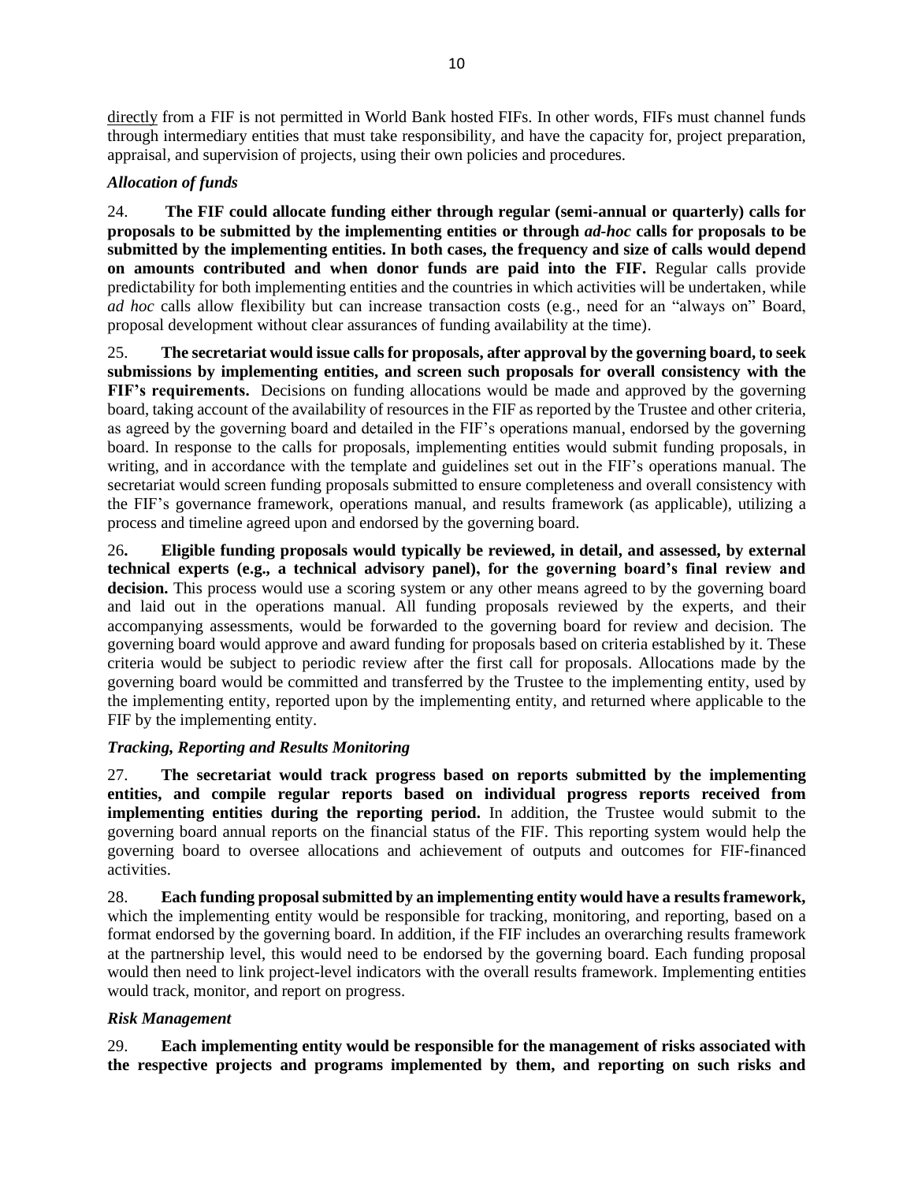<u>directly</u> from a FIF is not permitted in World Bank hosted FIFs. In other words, FIFs must channel funds through intermediary entities that must take responsibility, and have the capacity for, project preparation, appraisal, and supervision of projects, using their own policies and procedures.

### *Allocation of funds*

24. **The FIF could allocate funding either through regular (semi-annual or quarterly) calls for proposals to be submitted by the implementing entities or through *ad-hoc* calls for proposals to be submitted by the implementing entities. In both cases, the frequency and size of calls would depend on amounts contributed and when donor funds are paid into the FIF.** Regular calls provide predictability for both implementing entities and the countries in which activities will be undertaken, while *ad hoc* calls allow flexibility but can increase transaction costs (e.g., need for an "always on" Board, proposal development without clear assurances of funding availability at the time).

25. **The secretariat would issue calls for proposals, after approval by the governing board, to seek submissions by implementing entities, and screen such proposals for overall consistency with the FIF's requirements.** Decisions on funding allocations would be made and approved by the governing board, taking account of the availability of resources in the FIF as reported by the Trustee and other criteria, as agreed by the governing board and detailed in the FIF's operations manual, endorsed by the governing board. In response to the calls for proposals, implementing entities would submit funding proposals, in writing, and in accordance with the template and guidelines set out in the FIF's operations manual. The secretariat would screen funding proposals submitted to ensure completeness and overall consistency with the FIF's governance framework, operations manual, and results framework (as applicable), utilizing a process and timeline agreed upon and endorsed by the governing board.

26. **Eligible funding proposals would typically be reviewed, in detail, and assessed, by external technical experts (e.g., a technical advisory panel), for the governing board's final review and decision.** This process would use a scoring system or any other means agreed to by the governing board and laid out in the operations manual. All funding proposals reviewed by the experts, and their accompanying assessments, would be forwarded to the governing board for review and decision. The governing board would approve and award funding for proposals based on criteria established by it. These criteria would be subject to periodic review after the first call for proposals. Allocations made by the governing board would be committed and transferred by the Trustee to the implementing entity, used by the implementing entity, reported upon by the implementing entity, and returned where applicable to the FIF by the implementing entity.

### *Tracking, Reporting and Results Monitoring*

27. **The secretariat would track progress based on reports submitted by the implementing entities, and compile regular reports based on individual progress reports received from implementing entities during the reporting period.** In addition, the Trustee would submit to the governing board annual reports on the financial status of the FIF. This reporting system would help the governing board to oversee allocations and achievement of outputs and outcomes for FIF-financed activities.

28. **Each funding proposal submitted by an implementing entity would have a results framework,** which the implementing entity would be responsible for tracking, monitoring, and reporting, based on a format endorsed by the governing board. In addition, if the FIF includes an overarching results framework at the partnership level, this would need to be endorsed by the governing board. Each funding proposal would then need to link project-level indicators with the overall results framework. Implementing entities would track, monitor, and report on progress.

### *Risk Management*

29. **Each implementing entity would be responsible for the management of risks associated with the respective projects and programs implemented by them, and reporting on such risks and**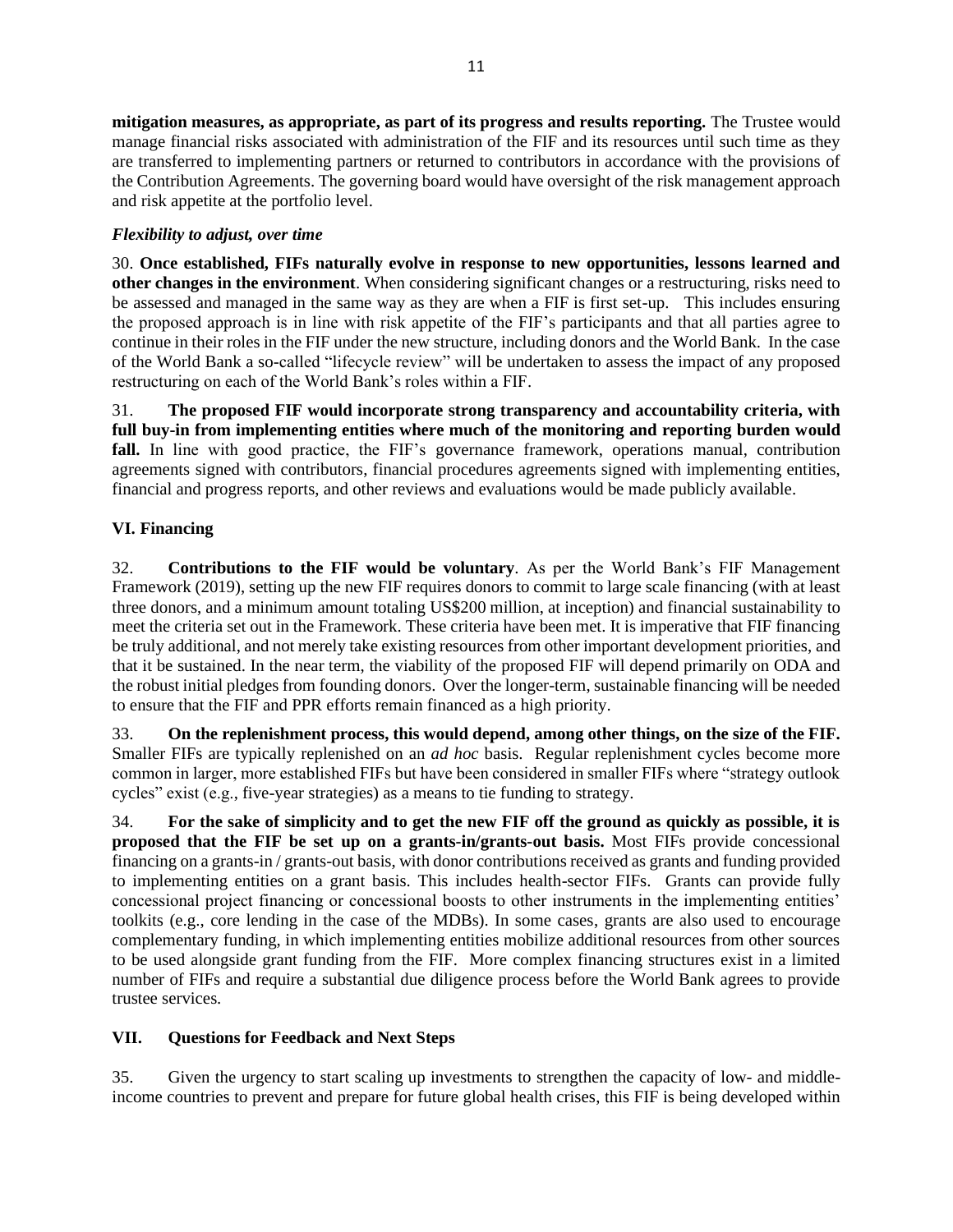**mitigation measures, as appropriate, as part of its progress and results reporting.** The Trustee would manage financial risks associated with administration of the FIF and its resources until such time as they are transferred to implementing partners or returned to contributors in accordance with the provisions of the Contribution Agreements. The governing board would have oversight of the risk management approach and risk appetite at the portfolio level.

***Flexibility to adjust, over time***

30. **Once established, FIFs naturally evolve in response to new opportunities, lessons learned and other changes in the environment**. When considering significant changes or a restructuring, risks need to be assessed and managed in the same way as they are when a FIF is first set-up. This includes ensuring the proposed approach is in line with risk appetite of the FIF's participants and that all parties agree to continue in their roles in the FIF under the new structure, including donors and the World Bank. In the case of the World Bank a so-called "lifecycle review" will be undertaken to assess the impact of any proposed restructuring on each of the World Bank's roles within a FIF.

31. **The proposed FIF would incorporate strong transparency and accountability criteria, with full buy-in from implementing entities where much of the monitoring and reporting burden would fall.** In line with good practice, the FIF's governance framework, operations manual, contribution agreements signed with contributors, financial procedures agreements signed with implementing entities, financial and progress reports, and other reviews and evaluations would be made publicly available.

## VI. Financing

32. **Contributions to the FIF would be voluntary**. As per the World Bank's FIF Management Framework (2019), setting up the new FIF requires donors to commit to large scale financing (with at least three donors, and a minimum amount totaling US$200 million, at inception) and financial sustainability to meet the criteria set out in the Framework. These criteria have been met. It is imperative that FIF financing be truly additional, and not merely take existing resources from other important development priorities, and that it be sustained. In the near term, the viability of the proposed FIF will depend primarily on ODA and the robust initial pledges from founding donors. Over the longer-term, sustainable financing will be needed to ensure that the FIF and PPR efforts remain financed as a high priority.

33. **On the replenishment process, this would depend, among other things, on the size of the FIF.** Smaller FIFs are typically replenished on an *ad hoc* basis. Regular replenishment cycles become more common in larger, more established FIFs but have been considered in smaller FIFs where "strategy outlook cycles" exist (e.g., five-year strategies) as a means to tie funding to strategy.

34. **For the sake of simplicity and to get the new FIF off the ground as quickly as possible, it is proposed that the FIF be set up on a grants-in/grants-out basis.** Most FIFs provide concessional financing on a grants-in / grants-out basis, with donor contributions received as grants and funding provided to implementing entities on a grant basis. This includes health-sector FIFs. Grants can provide fully concessional project financing or concessional boosts to other instruments in the implementing entities' toolkits (e.g., core lending in the case of the MDBs). In some cases, grants are also used to encourage complementary funding, in which implementing entities mobilize additional resources from other sources to be used alongside grant funding from the FIF. More complex financing structures exist in a limited number of FIFs and require a substantial due diligence process before the World Bank agrees to provide trustee services.

## VII. Questions for Feedback and Next Steps

35. Given the urgency to start scaling up investments to strengthen the capacity of low- and middle-income countries to prevent and prepare for future global health crises, this FIF is being developed within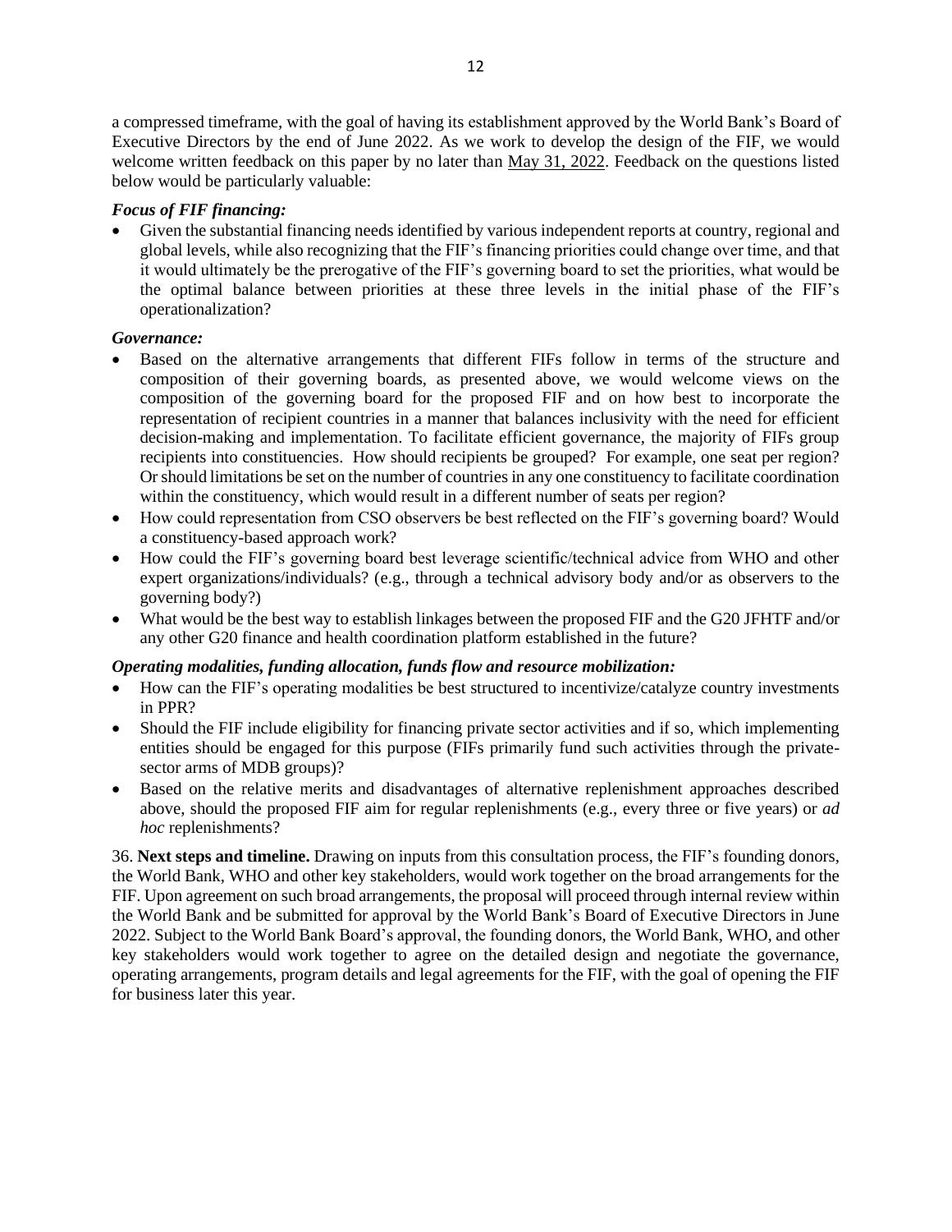a compressed timeframe, with the goal of having its establishment approved by the World Bank's Board of Executive Directors by the end of June 2022. As we work to develop the design of the FIF, we would welcome written feedback on this paper by no later than May 31, 2022. Feedback on the questions listed below would be particularly valuable:

***Focus of FIF financing:***

- Given the substantial financing needs identified by various independent reports at country, regional and global levels, while also recognizing that the FIF's financing priorities could change over time, and that it would ultimately be the prerogative of the FIF's governing board to set the priorities, what would be the optimal balance between priorities at these three levels in the initial phase of the FIF's operationalization?

***Governance:***

- Based on the alternative arrangements that different FIFs follow in terms of the structure and composition of their governing boards, as presented above, we would welcome views on the composition of the governing board for the proposed FIF and on how best to incorporate the representation of recipient countries in a manner that balances inclusivity with the need for efficient decision-making and implementation. To facilitate efficient governance, the majority of FIFs group recipients into constituencies. How should recipients be grouped? For example, one seat per region? Or should limitations be set on the number of countries in any one constituency to facilitate coordination within the constituency, which would result in a different number of seats per region?
- How could representation from CSO observers be best reflected on the FIF's governing board? Would a constituency-based approach work?
- How could the FIF's governing board best leverage scientific/technical advice from WHO and other expert organizations/individuals? (e.g., through a technical advisory body and/or as observers to the governing body?)
- What would be the best way to establish linkages between the proposed FIF and the G20 JFHTF and/or any other G20 finance and health coordination platform established in the future?

***Operating modalities, funding allocation, funds flow and resource mobilization:***

- How can the FIF's operating modalities be best structured to incentivize/catalyze country investments in PPR?
- Should the FIF include eligibility for financing private sector activities and if so, which implementing entities should be engaged for this purpose (FIFs primarily fund such activities through the private-sector arms of MDB groups)?
- Based on the relative merits and disadvantages of alternative replenishment approaches described above, should the proposed FIF aim for regular replenishments (e.g., every three or five years) or *ad hoc* replenishments?

36. **Next steps and timeline.** Drawing on inputs from this consultation process, the FIF's founding donors, the World Bank, WHO and other key stakeholders, would work together on the broad arrangements for the FIF. Upon agreement on such broad arrangements, the proposal will proceed through internal review within the World Bank and be submitted for approval by the World Bank's Board of Executive Directors in June 2022. Subject to the World Bank Board's approval, the founding donors, the World Bank, WHO, and other key stakeholders would work together to agree on the detailed design and negotiate the governance, operating arrangements, program details and legal agreements for the FIF, with the goal of opening the FIF for business later this year.